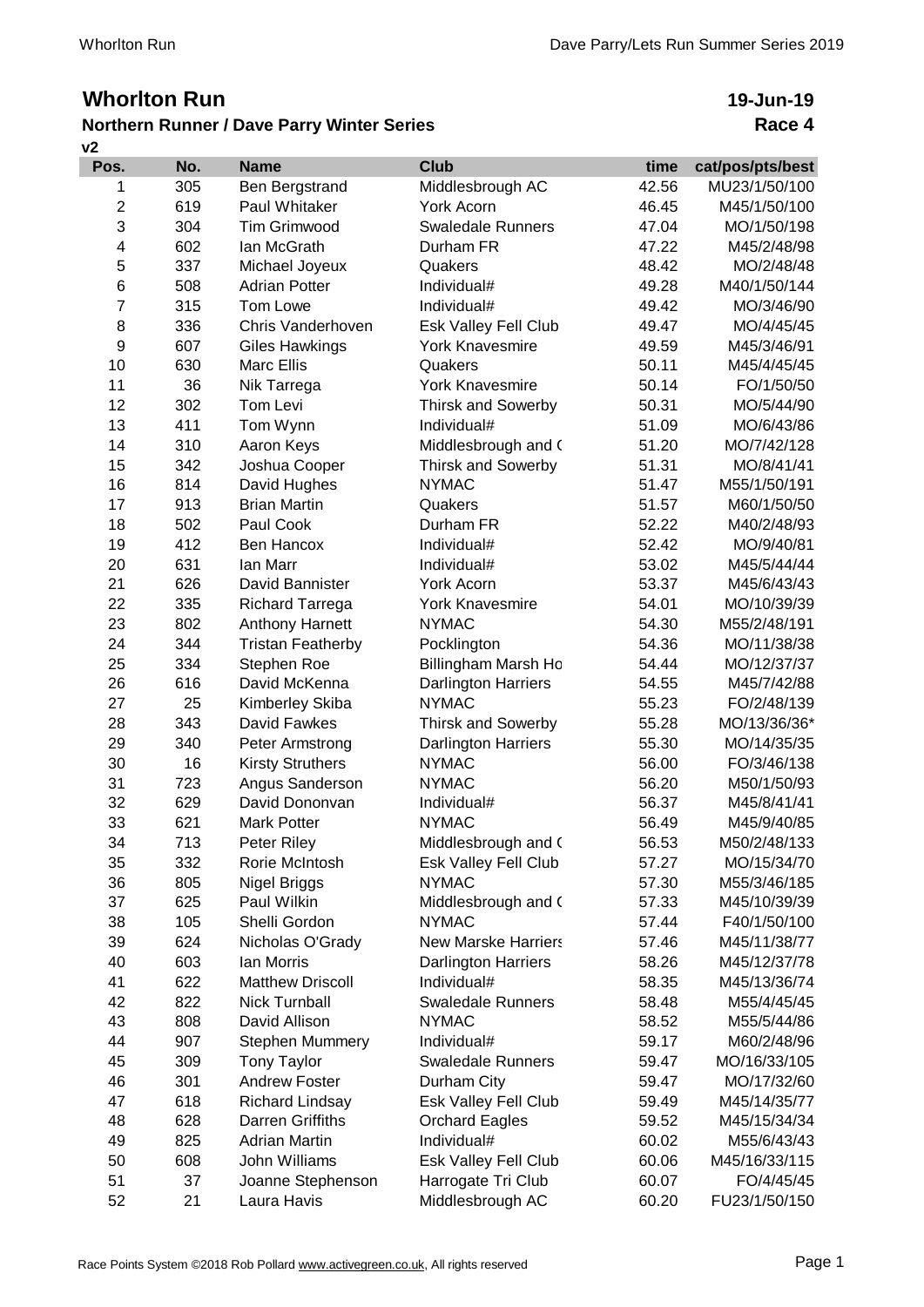# Whorlton Run

**19-Jun-19**

## Northern Runner / Dave Parry Winter Series

**Race 4**

v2

| Pos. | No. | Name | Club | time | cat/pos/pts/best |
|---|---|---|---|---|---|
| 1 | 305 | Ben Bergstrand | Middlesbrough AC | 42.56 | MU23/1/50/100 |
| 2 | 619 | Paul Whitaker | York Acorn | 46.45 | M45/1/50/100 |
| 3 | 304 | Tim Grimwood | Swaledale Runners | 47.04 | MO/1/50/198 |
| 4 | 602 | Ian McGrath | Durham FR | 47.22 | M45/2/48/98 |
| 5 | 337 | Michael Joyeux | Quakers | 48.42 | MO/2/48/48 |
| 6 | 508 | Adrian Potter | Individual# | 49.28 | M40/1/50/144 |
| 7 | 315 | Tom Lowe | Individual# | 49.42 | MO/3/46/90 |
| 8 | 336 | Chris Vanderhoven | Esk Valley Fell Club | 49.47 | MO/4/45/45 |
| 9 | 607 | Giles Hawkings | York Knavesmire | 49.59 | M45/3/46/91 |
| 10 | 630 | Marc Ellis | Quakers | 50.11 | M45/4/45/45 |
| 11 | 36 | Nik Tarrega | York Knavesmire | 50.14 | FO/1/50/50 |
| 12 | 302 | Tom Levi | Thirsk and Sowerby | 50.31 | MO/5/44/90 |
| 13 | 411 | Tom Wynn | Individual# | 51.09 | MO/6/43/86 |
| 14 | 310 | Aaron Keys | Middlesbrough and ( | 51.20 | MO/7/42/128 |
| 15 | 342 | Joshua Cooper | Thirsk and Sowerby | 51.31 | MO/8/41/41 |
| 16 | 814 | David Hughes | NYMAC | 51.47 | M55/1/50/191 |
| 17 | 913 | Brian Martin | Quakers | 51.57 | M60/1/50/50 |
| 18 | 502 | Paul Cook | Durham FR | 52.22 | M40/2/48/93 |
| 19 | 412 | Ben Hancox | Individual# | 52.42 | MO/9/40/81 |
| 20 | 631 | Ian Marr | Individual# | 53.02 | M45/5/44/44 |
| 21 | 626 | David Bannister | York Acorn | 53.37 | M45/6/43/43 |
| 22 | 335 | Richard Tarrega | York Knavesmire | 54.01 | MO/10/39/39 |
| 23 | 802 | Anthony Harnett | NYMAC | 54.30 | M55/2/48/191 |
| 24 | 344 | Tristan Featherby | Pocklington | 54.36 | MO/11/38/38 |
| 25 | 334 | Stephen Roe | Billingham Marsh Ho | 54.44 | MO/12/37/37 |
| 26 | 616 | David McKenna | Darlington Harriers | 54.55 | M45/7/42/88 |
| 27 | 25 | Kimberley Skiba | NYMAC | 55.23 | FO/2/48/139 |
| 28 | 343 | David Fawkes | Thirsk and Sowerby | 55.28 | MO/13/36/36* |
| 29 | 340 | Peter Armstrong | Darlington Harriers | 55.30 | MO/14/35/35 |
| 30 | 16 | Kirsty Struthers | NYMAC | 56.00 | FO/3/46/138 |
| 31 | 723 | Angus Sanderson | NYMAC | 56.20 | M50/1/50/93 |
| 32 | 629 | David Dononvan | Individual# | 56.37 | M45/8/41/41 |
| 33 | 621 | Mark Potter | NYMAC | 56.49 | M45/9/40/85 |
| 34 | 713 | Peter Riley | Middlesbrough and ( | 56.53 | M50/2/48/133 |
| 35 | 332 | Rorie McIntosh | Esk Valley Fell Club | 57.27 | MO/15/34/70 |
| 36 | 805 | Nigel Briggs | NYMAC | 57.30 | M55/3/46/185 |
| 37 | 625 | Paul Wilkin | Middlesbrough and ( | 57.33 | M45/10/39/39 |
| 38 | 105 | Shelli Gordon | NYMAC | 57.44 | F40/1/50/100 |
| 39 | 624 | Nicholas O'Grady | New Marske Harriers | 57.46 | M45/11/38/77 |
| 40 | 603 | Ian Morris | Darlington Harriers | 58.26 | M45/12/37/78 |
| 41 | 622 | Matthew Driscoll | Individual# | 58.35 | M45/13/36/74 |
| 42 | 822 | Nick Turnball | Swaledale Runners | 58.48 | M55/4/45/45 |
| 43 | 808 | David Allison | NYMAC | 58.52 | M55/5/44/86 |
| 44 | 907 | Stephen Mummery | Individual# | 59.17 | M60/2/48/96 |
| 45 | 309 | Tony Taylor | Swaledale Runners | 59.47 | MO/16/33/105 |
| 46 | 301 | Andrew Foster | Durham City | 59.47 | MO/17/32/60 |
| 47 | 618 | Richard Lindsay | Esk Valley Fell Club | 59.49 | M45/14/35/77 |
| 48 | 628 | Darren Griffiths | Orchard Eagles | 59.52 | M45/15/34/34 |
| 49 | 825 | Adrian Martin | Individual# | 60.02 | M55/6/43/43 |
| 50 | 608 | John Williams | Esk Valley Fell Club | 60.06 | M45/16/33/115 |
| 51 | 37 | Joanne Stephenson | Harrogate Tri Club | 60.07 | FO/4/45/45 |
| 52 | 21 | Laura Havis | Middlesbrough AC | 60.20 | FU23/1/50/150 |

Race Points System ©2018 Rob Pollard www.activegreen.co.uk, All rights reserved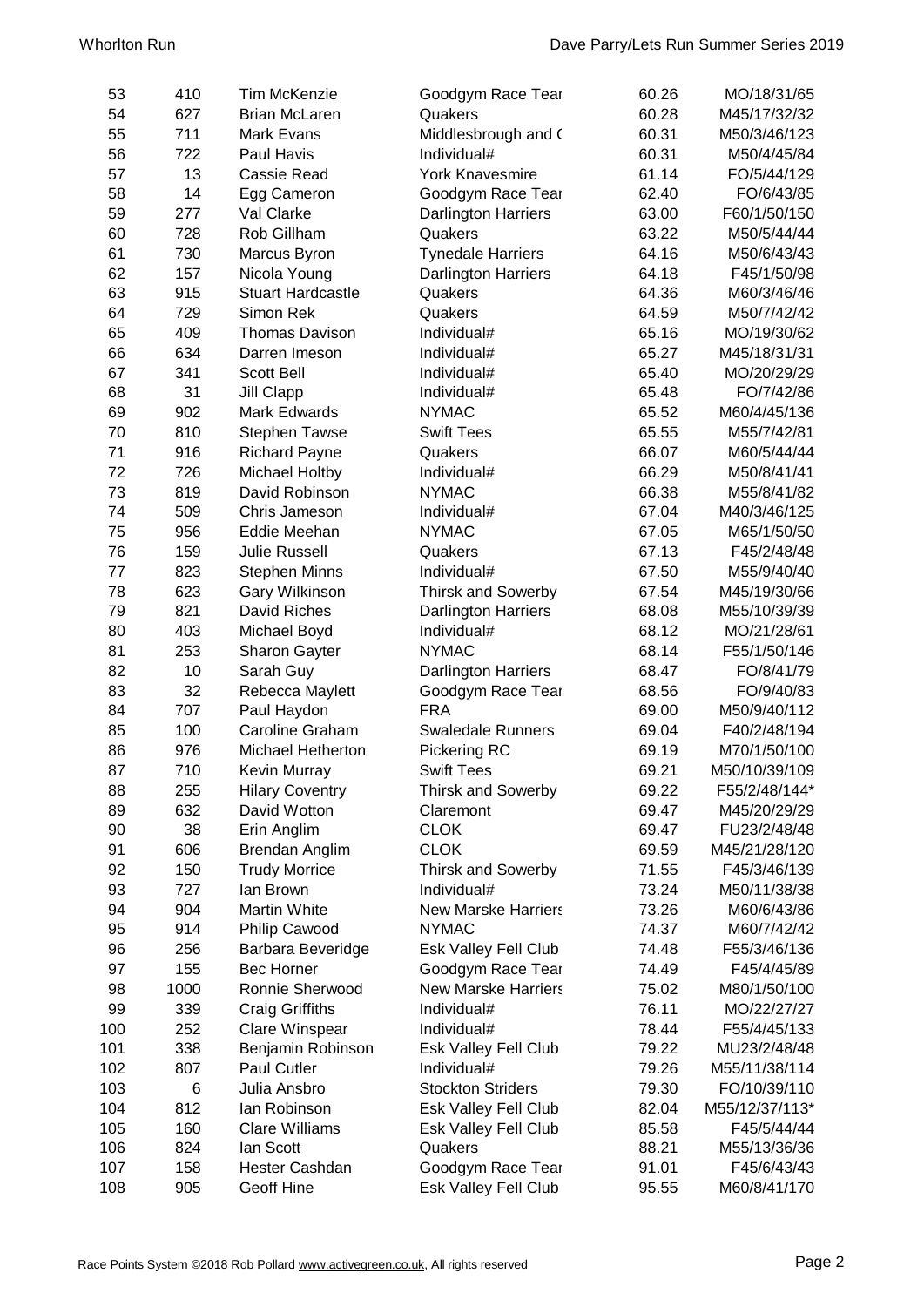| | | | | | |
|---|---|---|---|---|---|
| 53 | 410 | Tim McKenzie | Goodgym Race Tear | 60.26 | MO/18/31/65 |
| 54 | 627 | Brian McLaren | Quakers | 60.28 | M45/17/32/32 |
| 55 | 711 | Mark Evans | Middlesbrough and ( | 60.31 | M50/3/46/123 |
| 56 | 722 | Paul Havis | Individual# | 60.31 | M50/4/45/84 |
| 57 | 13 | Cassie Read | York Knavesmire | 61.14 | FO/5/44/129 |
| 58 | 14 | Egg Cameron | Goodgym Race Tear | 62.40 | FO/6/43/85 |
| 59 | 277 | Val Clarke | Darlington Harriers | 63.00 | F60/1/50/150 |
| 60 | 728 | Rob Gillham | Quakers | 63.22 | M50/5/44/44 |
| 61 | 730 | Marcus Byron | Tynedale Harriers | 64.16 | M50/6/43/43 |
| 62 | 157 | Nicola Young | Darlington Harriers | 64.18 | F45/1/50/98 |
| 63 | 915 | Stuart Hardcastle | Quakers | 64.36 | M60/3/46/46 |
| 64 | 729 | Simon Rek | Quakers | 64.59 | M50/7/42/42 |
| 65 | 409 | Thomas Davison | Individual# | 65.16 | MO/19/30/62 |
| 66 | 634 | Darren Imeson | Individual# | 65.27 | M45/18/31/31 |
| 67 | 341 | Scott Bell | Individual# | 65.40 | MO/20/29/29 |
| 68 | 31 | Jill Clapp | Individual# | 65.48 | FO/7/42/86 |
| 69 | 902 | Mark Edwards | NYMAC | 65.52 | M60/4/45/136 |
| 70 | 810 | Stephen Tawse | Swift Tees | 65.55 | M55/7/42/81 |
| 71 | 916 | Richard Payne | Quakers | 66.07 | M60/5/44/44 |
| 72 | 726 | Michael Holtby | Individual# | 66.29 | M50/8/41/41 |
| 73 | 819 | David Robinson | NYMAC | 66.38 | M55/8/41/82 |
| 74 | 509 | Chris Jameson | Individual# | 67.04 | M40/3/46/125 |
| 75 | 956 | Eddie Meehan | NYMAC | 67.05 | M65/1/50/50 |
| 76 | 159 | Julie Russell | Quakers | 67.13 | F45/2/48/48 |
| 77 | 823 | Stephen Minns | Individual# | 67.50 | M55/9/40/40 |
| 78 | 623 | Gary Wilkinson | Thirsk and Sowerby | 67.54 | M45/19/30/66 |
| 79 | 821 | David Riches | Darlington Harriers | 68.08 | M55/10/39/39 |
| 80 | 403 | Michael Boyd | Individual# | 68.12 | MO/21/28/61 |
| 81 | 253 | Sharon Gayter | NYMAC | 68.14 | F55/1/50/146 |
| 82 | 10 | Sarah Guy | Darlington Harriers | 68.47 | FO/8/41/79 |
| 83 | 32 | Rebecca Maylett | Goodgym Race Tear | 68.56 | FO/9/40/83 |
| 84 | 707 | Paul Haydon | FRA | 69.00 | M50/9/40/112 |
| 85 | 100 | Caroline Graham | Swaledale Runners | 69.04 | F40/2/48/194 |
| 86 | 976 | Michael Hetherton | Pickering RC | 69.19 | M70/1/50/100 |
| 87 | 710 | Kevin Murray | Swift Tees | 69.21 | M50/10/39/109 |
| 88 | 255 | Hilary Coventry | Thirsk and Sowerby | 69.22 | F55/2/48/144* |
| 89 | 632 | David Wotton | Claremont | 69.47 | M45/20/29/29 |
| 90 | 38 | Erin Anglim | CLOK | 69.47 | FU23/2/48/48 |
| 91 | 606 | Brendan Anglim | CLOK | 69.59 | M45/21/28/120 |
| 92 | 150 | Trudy Morrice | Thirsk and Sowerby | 71.55 | F45/3/46/139 |
| 93 | 727 | Ian Brown | Individual# | 73.24 | M50/11/38/38 |
| 94 | 904 | Martin White | New Marske Harriers | 73.26 | M60/6/43/86 |
| 95 | 914 | Philip Cawood | NYMAC | 74.37 | M60/7/42/42 |
| 96 | 256 | Barbara Beveridge | Esk Valley Fell Club | 74.48 | F55/3/46/136 |
| 97 | 155 | Bec Horner | Goodgym Race Tear | 74.49 | F45/4/45/89 |
| 98 | 1000 | Ronnie Sherwood | New Marske Harriers | 75.02 | M80/1/50/100 |
| 99 | 339 | Craig Griffiths | Individual# | 76.11 | MO/22/27/27 |
| 100 | 252 | Clare Winspear | Individual# | 78.44 | F55/4/45/133 |
| 101 | 338 | Benjamin Robinson | Esk Valley Fell Club | 79.22 | MU23/2/48/48 |
| 102 | 807 | Paul Cutler | Individual# | 79.26 | M55/11/38/114 |
| 103 | 6 | Julia Ansbro | Stockton Striders | 79.30 | FO/10/39/110 |
| 104 | 812 | Ian Robinson | Esk Valley Fell Club | 82.04 | M55/12/37/113* |
| 105 | 160 | Clare Williams | Esk Valley Fell Club | 85.58 | F45/5/44/44 |
| 106 | 824 | Ian Scott | Quakers | 88.21 | M55/13/36/36 |
| 107 | 158 | Hester Cashdan | Goodgym Race Tear | 91.01 | F45/6/43/43 |
| 108 | 905 | Geoff Hine | Esk Valley Fell Club | 95.55 | M60/8/41/170 |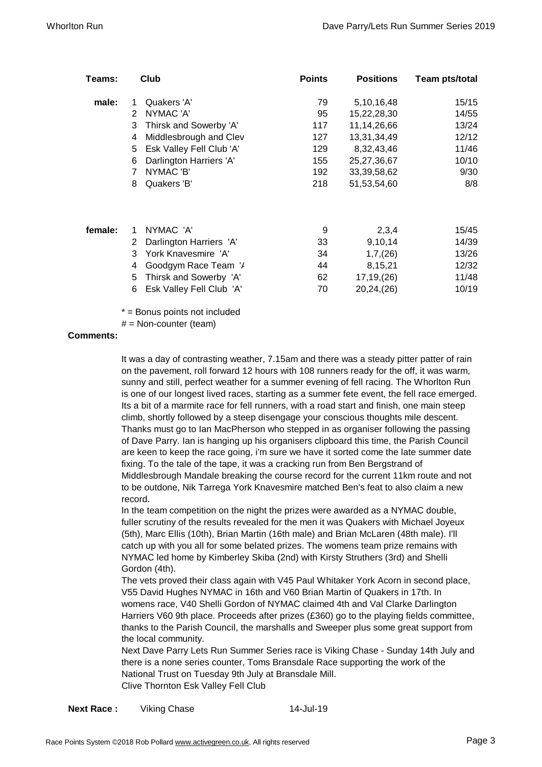| Teams: | | Club | Points | Positions | Team pts/total |
|---|---|---|---|---|---|
| male: | 1 | Quakers 'A' | 79 | 5,10,16,48 | 15/15 |
| | 2 | NYMAC 'A' | 95 | 15,22,28,30 | 14/55 |
| | 3 | Thirsk and Sowerby 'A' | 117 | 11,14,26,66 | 13/24 |
| | 4 | Middlesbrough and Clev | 127 | 13,31,34,49 | 12/12 |
| | 5 | Esk Valley Fell Club 'A' | 129 | 8,32,43,46 | 11/46 |
| | 6 | Darlington Harriers 'A' | 155 | 25,27,36,67 | 10/10 |
| | 7 | NYMAC 'B' | 192 | 33,39,58,62 | 9/30 |
| | 8 | Quakers 'B' | 218 | 51,53,54,60 | 8/8 |
| female: | 1 | NYMAC 'A' | 9 | 2,3,4 | 15/45 |
| | 2 | Darlington Harriers 'A' | 33 | 9,10,14 | 14/39 |
| | 3 | York Knavesmire 'A' | 34 | 1,7,(26) | 13/26 |
| | 4 | Goodgym Race Team '/ | 44 | 8,15,21 | 12/32 |
| | 5 | Thirsk and Sowerby 'A' | 62 | 17,19,(26) | 11/48 |
| | 6 | Esk Valley Fell Club 'A' | 70 | 20,24,(26) | 10/19 |

* = Bonus points not included
# = Non-counter (team)

**Comments:**

It was a day of contrasting weather, 7.15am and there was a steady pitter patter of rain on the pavement, roll forward 12 hours with 108 runners ready for the off, it was warm, sunny and still, perfect weather for a summer evening of fell racing. The Whorlton Run is one of our longest lived races, starting as a summer fete event, the fell race emerged. Its a bit of a marmite race for fell runners, with a road start and finish, one main steep climb, shortly followed by a steep disengage your conscious thoughts mile descent. Thanks must go to Ian MacPherson who stepped in as organiser following the passing of Dave Parry. Ian is hanging up his organisers clipboard this time, the Parish Council are keen to keep the race going, i'm sure we have it sorted come the late summer date fixing. To the tale of the tape, it was a cracking run from Ben Bergstrand of Middlesbrough Mandale breaking the course record for the current 11km route and not to be outdone, Nik Tarrega York Knavesmire matched Ben's feat to also claim a new record.

In the team competition on the night the prizes were awarded as a NYMAC double, fuller scrutiny of the results revealed for the men it was Quakers with Michael Joyeux (5th), Marc Ellis (10th), Brian Martin (16th male) and Brian McLaren (48th male). I'll catch up with you all for some belated prizes. The womens team prize remains with NYMAC led home by Kimberley Skiba (2nd) with Kirsty Struthers (3rd) and Shelli Gordon (4th).

The vets proved their class again with V45 Paul Whitaker York Acorn in second place, V55 David Hughes NYMAC in 16th and V60 Brian Martin of Quakers in 17th. In womens race, V40 Shelli Gordon of NYMAC claimed 4th and Val Clarke Darlington Harriers V60 9th place. Proceeds after prizes (£360) go to the playing fields committee, thanks to the Parish Council, the marshalls and Sweeper plus some great support from the local community.

Next Dave Parry Lets Run Summer Series race is Viking Chase - Sunday 14th July and there is a none series counter, Toms Bransdale Race supporting the work of the National Trust on Tuesday 9th July at Bransdale Mill.

Clive Thornton Esk Valley Fell Club

**Next Race :** Viking Chase 14-Jul-19